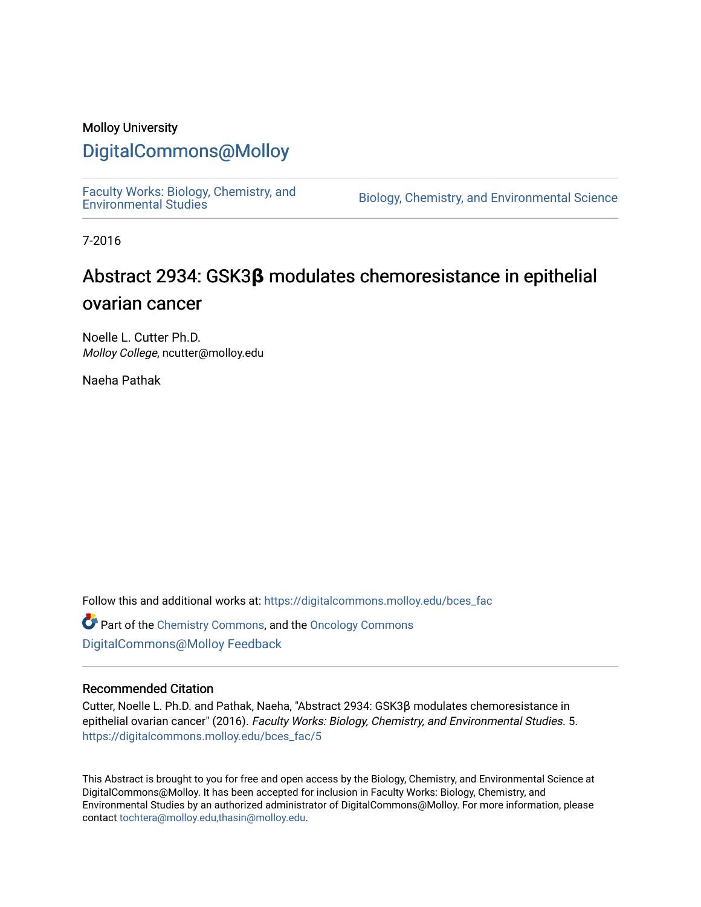Molloy University

# DigitalCommons@Molloy

Faculty Works: Biology, Chemistry, and Environmental Studies

Biology, Chemistry, and Environmental Science

7-2016

## Abstract 2934: GSK3β modulates chemoresistance in epithelial ovarian cancer

Noelle L. Cutter Ph.D.
*Molloy College*, ncutter@molloy.edu

Naeha Pathak

Follow this and additional works at: https://digitalcommons.molloy.edu/bces_fac

Part of the Chemistry Commons, and the Oncology Commons

DigitalCommons@Molloy Feedback

### Recommended Citation

Cutter, Noelle L. Ph.D. and Pathak, Naeha, "Abstract 2934: GSK3β modulates chemoresistance in epithelial ovarian cancer" (2016). *Faculty Works: Biology, Chemistry, and Environmental Studies*. 5.
https://digitalcommons.molloy.edu/bces_fac/5

This Abstract is brought to you for free and open access by the Biology, Chemistry, and Environmental Science at DigitalCommons@Molloy. It has been accepted for inclusion in Faculty Works: Biology, Chemistry, and Environmental Studies by an authorized administrator of DigitalCommons@Molloy. For more information, please contact tochtera@molloy.edu,thasin@molloy.edu.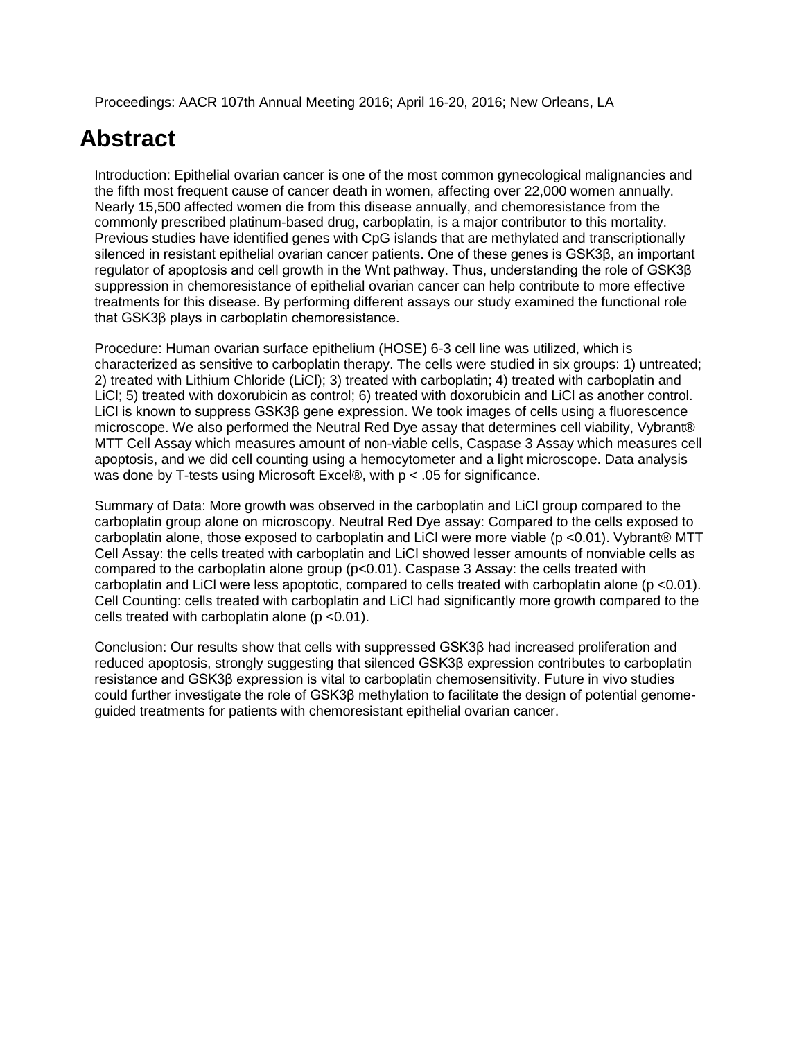Proceedings: AACR 107th Annual Meeting 2016; April 16-20, 2016; New Orleans, LA

# Abstract

Introduction: Epithelial ovarian cancer is one of the most common gynecological malignancies and the fifth most frequent cause of cancer death in women, affecting over 22,000 women annually. Nearly 15,500 affected women die from this disease annually, and chemoresistance from the commonly prescribed platinum-based drug, carboplatin, is a major contributor to this mortality. Previous studies have identified genes with CpG islands that are methylated and transcriptionally silenced in resistant epithelial ovarian cancer patients. One of these genes is GSK3β, an important regulator of apoptosis and cell growth in the Wnt pathway. Thus, understanding the role of GSK3β suppression in chemoresistance of epithelial ovarian cancer can help contribute to more effective treatments for this disease. By performing different assays our study examined the functional role that GSK3β plays in carboplatin chemoresistance.

Procedure: Human ovarian surface epithelium (HOSE) 6-3 cell line was utilized, which is characterized as sensitive to carboplatin therapy. The cells were studied in six groups: 1) untreated; 2) treated with Lithium Chloride (LiCl); 3) treated with carboplatin; 4) treated with carboplatin and LiCl; 5) treated with doxorubicin as control; 6) treated with doxorubicin and LiCl as another control. LiCl is known to suppress GSK3β gene expression. We took images of cells using a fluorescence microscope. We also performed the Neutral Red Dye assay that determines cell viability, Vybrant® MTT Cell Assay which measures amount of non-viable cells, Caspase 3 Assay which measures cell apoptosis, and we did cell counting using a hemocytometer and a light microscope. Data analysis was done by T-tests using Microsoft Excel®, with $p < .05$ for significance.

Summary of Data: More growth was observed in the carboplatin and LiCl group compared to the carboplatin group alone on microscopy. Neutral Red Dye assay: Compared to the cells exposed to carboplatin alone, those exposed to carboplatin and LiCl were more viable ($p < 0.01$). Vybrant® MTT Cell Assay: the cells treated with carboplatin and LiCl showed lesser amounts of nonviable cells as compared to the carboplatin alone group ($p < 0.01$). Caspase 3 Assay: the cells treated with carboplatin and LiCl were less apoptotic, compared to cells treated with carboplatin alone ($p < 0.01$). Cell Counting: cells treated with carboplatin and LiCl had significantly more growth compared to the cells treated with carboplatin alone ($p < 0.01$).

Conclusion: Our results show that cells with suppressed GSK3β had increased proliferation and reduced apoptosis, strongly suggesting that silenced GSK3β expression contributes to carboplatin resistance and GSK3β expression is vital to carboplatin chemosensitivity. Future in vivo studies could further investigate the role of GSK3β methylation to facilitate the design of potential genome-guided treatments for patients with chemoresistant epithelial ovarian cancer.